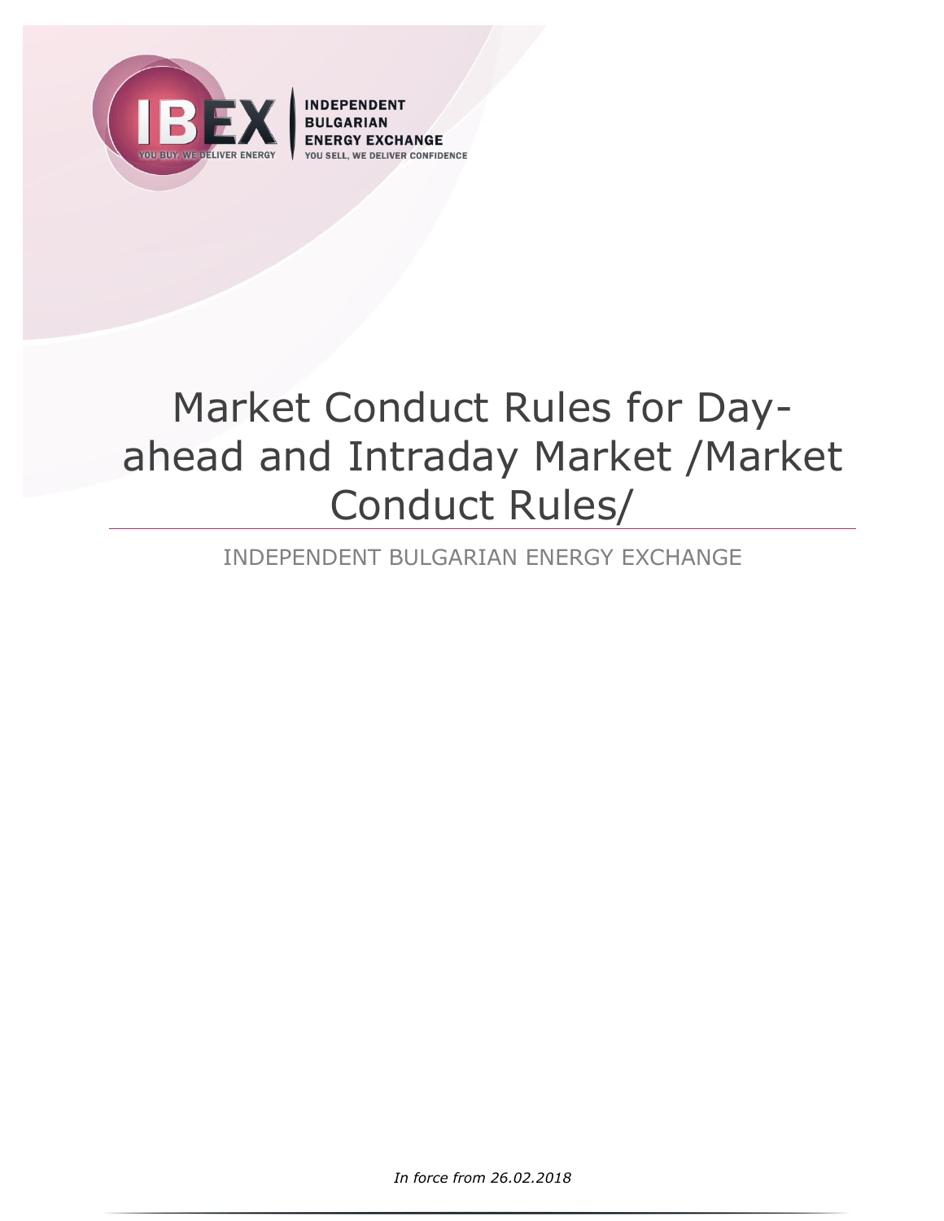INDEPENDENT BULGARIAN ENERGY EXCHANGE

YOU SELL, WE DELIVER CONFIDENCE

# Market Conduct Rules for Day-ahead and Intraday Market /Market Conduct Rules/

INDEPENDENT BULGARIAN ENERGY EXCHANGE

*In force from 26.02.2018*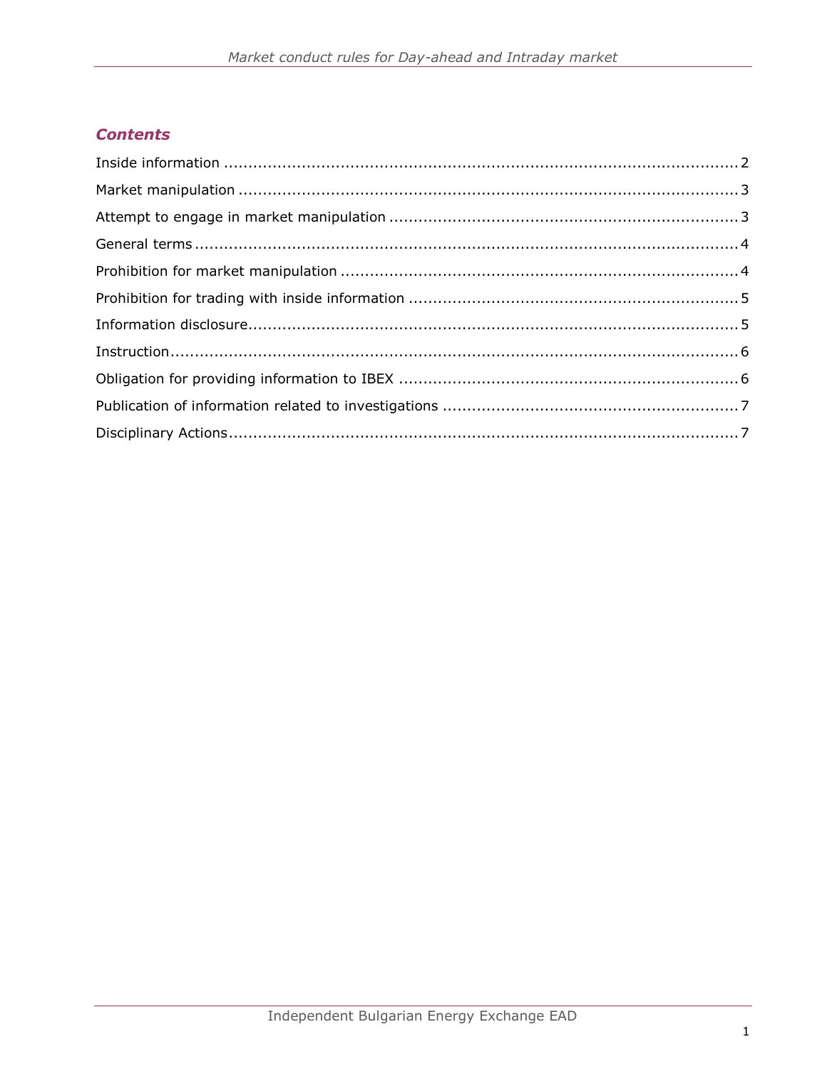## *Contents*

Inside information .......................................................................................................2
Market manipulation ....................................................................................................3
Attempt to engage in market manipulation .......................................................................3
General terms ..............................................................................................................4
Prohibition for market manipulation ................................................................................4
Prohibition for trading with inside information ...................................................................5
Information disclosure...................................................................................................5
Instruction...................................................................................................................6
Obligation for providing information to IBEX .....................................................................6
Publication of information related to investigations ............................................................7
Disciplinary Actions........................................................................................................7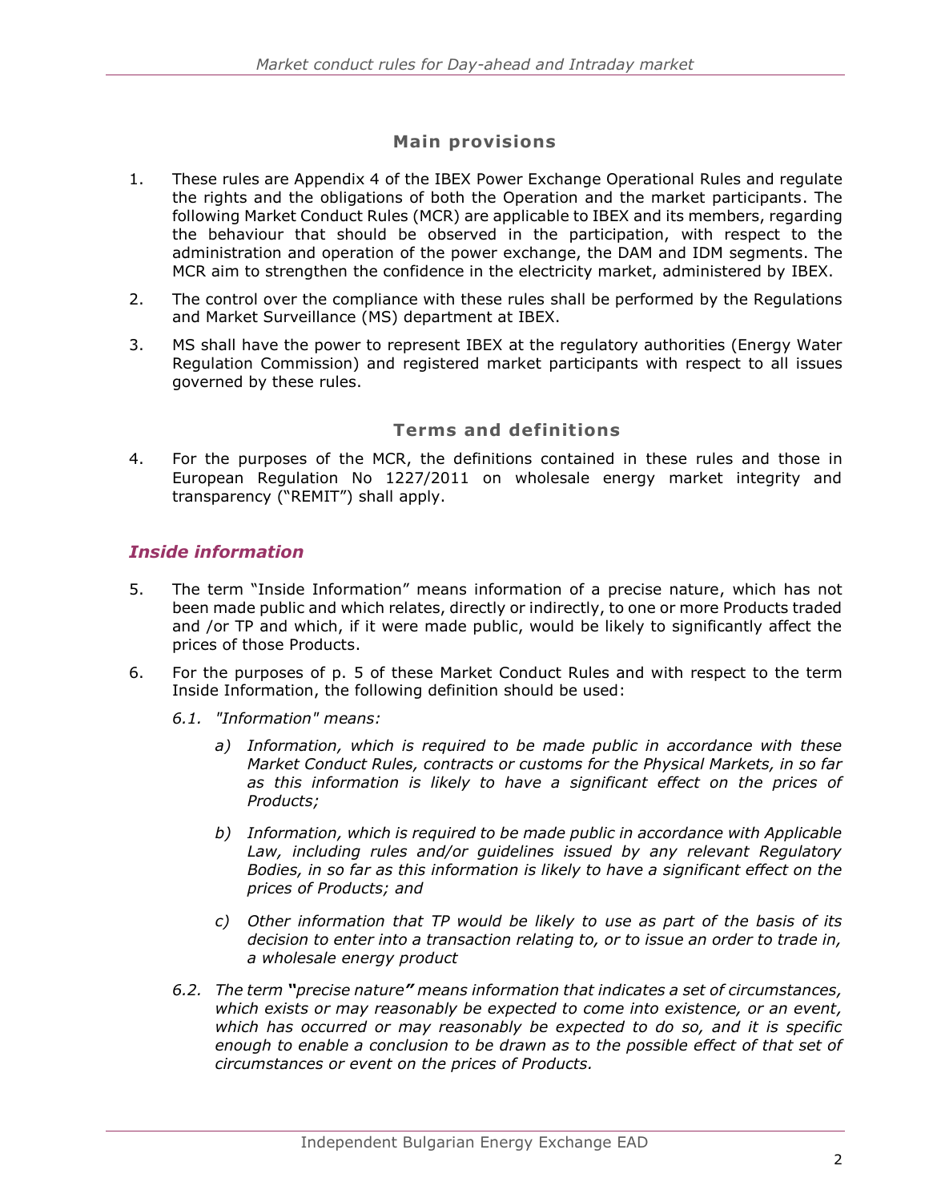## Main provisions

1. These rules are Appendix 4 of the IBEX Power Exchange Operational Rules and regulate the rights and the obligations of both the Operation and the market participants. The following Market Conduct Rules (MCR) are applicable to IBEX and its members, regarding the behaviour that should be observed in the participation, with respect to the administration and operation of the power exchange, the DAM and IDM segments. The MCR aim to strengthen the confidence in the electricity market, administered by IBEX.

2. The control over the compliance with these rules shall be performed by the Regulations and Market Surveillance (MS) department at IBEX.

3. MS shall have the power to represent IBEX at the regulatory authorities (Energy Water Regulation Commission) and registered market participants with respect to all issues governed by these rules.

## Terms and definitions

4. For the purposes of the MCR, the definitions contained in these rules and those in European Regulation No 1227/2011 on wholesale energy market integrity and transparency ("REMIT") shall apply.

### *Inside information*

5. The term "Inside Information" means information of a precise nature, which has not been made public and which relates, directly or indirectly, to one or more Products traded and /or TP and which, if it were made public, would be likely to significantly affect the prices of those Products.

6. For the purposes of p. 5 of these Market Conduct Rules and with respect to the term Inside Information, the following definition should be used:

   *6.1. "Information" means:*

   *a) Information, which is required to be made public in accordance with these Market Conduct Rules, contracts or customs for the Physical Markets, in so far as this information is likely to have a significant effect on the prices of Products;*

   *b) Information, which is required to be made public in accordance with Applicable Law, including rules and/or guidelines issued by any relevant Regulatory Bodies, in so far as this information is likely to have a significant effect on the prices of Products; and*

   *c) Other information that TP would be likely to use as part of the basis of its decision to enter into a transaction relating to, or to issue an order to trade in, a wholesale energy product*

   *6.2. The term **"**precise nature**"** means information that indicates a set of circumstances, which exists or may reasonably be expected to come into existence, or an event, which has occurred or may reasonably be expected to do so, and it is specific enough to enable a conclusion to be drawn as to the possible effect of that set of circumstances or event on the prices of Products.*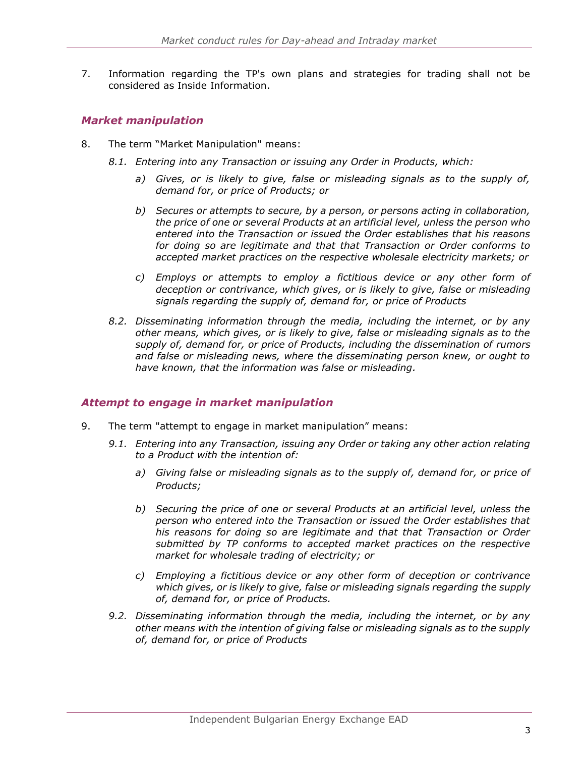7. Information regarding the TP's own plans and strategies for trading shall not be considered as Inside Information.

### *Market manipulation*

8. The term "Market Manipulation" means:

   *8.1. Entering into any Transaction or issuing any Order in Products, which:*

   *a) Gives, or is likely to give, false or misleading signals as to the supply of, demand for, or price of Products; or*

   *b) Secures or attempts to secure, by a person, or persons acting in collaboration, the price of one or several Products at an artificial level, unless the person who entered into the Transaction or issued the Order establishes that his reasons for doing so are legitimate and that that Transaction or Order conforms to accepted market practices on the respective wholesale electricity markets; or*

   *c) Employs or attempts to employ a fictitious device or any other form of deception or contrivance, which gives, or is likely to give, false or misleading signals regarding the supply of, demand for, or price of Products*

   *8.2. Disseminating information through the media, including the internet, or by any other means, which gives, or is likely to give, false or misleading signals as to the supply of, demand for, or price of Products, including the dissemination of rumors and false or misleading news, where the disseminating person knew, or ought to have known, that the information was false or misleading.*

### *Attempt to engage in market manipulation*

9. The term "attempt to engage in market manipulation" means:

   *9.1. Entering into any Transaction, issuing any Order or taking any other action relating to a Product with the intention of:*

   *a) Giving false or misleading signals as to the supply of, demand for, or price of Products;*

   *b) Securing the price of one or several Products at an artificial level, unless the person who entered into the Transaction or issued the Order establishes that his reasons for doing so are legitimate and that that Transaction or Order submitted by TP conforms to accepted market practices on the respective market for wholesale trading of electricity; or*

   *c) Employing a fictitious device or any other form of deception or contrivance which gives, or is likely to give, false or misleading signals regarding the supply of, demand for, or price of Products.*

   *9.2. Disseminating information through the media, including the internet, or by any other means with the intention of giving false or misleading signals as to the supply of, demand for, or price of Products*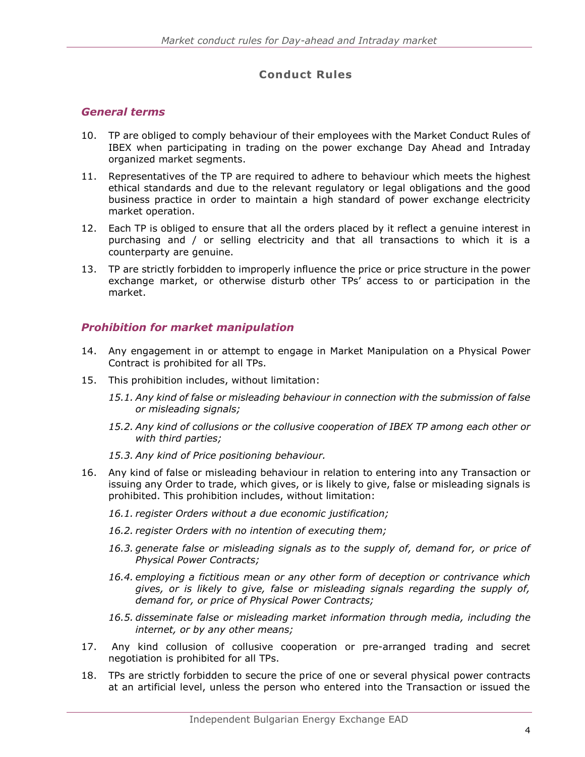## Conduct Rules

### *General terms*

10. TP are obliged to comply behaviour of their employees with the Market Conduct Rules of IBEX when participating in trading on the power exchange Day Ahead and Intraday organized market segments.
11. Representatives of the TP are required to adhere to behaviour which meets the highest ethical standards and due to the relevant regulatory or legal obligations and the good business practice in order to maintain a high standard of power exchange electricity market operation.
12. Each TP is obliged to ensure that all the orders placed by it reflect a genuine interest in purchasing and / or selling electricity and that all transactions to which it is a counterparty are genuine.
13. TP are strictly forbidden to improperly influence the price or price structure in the power exchange market, or otherwise disturb other TPs' access to or participation in the market.

### *Prohibition for market manipulation*

14. Any engagement in or attempt to engage in Market Manipulation on a Physical Power Contract is prohibited for all TPs.
15. This prohibition includes, without limitation:

    *15.1. Any kind of false or misleading behaviour in connection with the submission of false or misleading signals;*

    *15.2. Any kind of collusions or the collusive cooperation of IBEX TP among each other or with third parties;*

    *15.3. Any kind of Price positioning behaviour.*

16. Any kind of false or misleading behaviour in relation to entering into any Transaction or issuing any Order to trade, which gives, or is likely to give, false or misleading signals is prohibited. This prohibition includes, without limitation:

    *16.1. register Orders without a due economic justification;*

    *16.2. register Orders with no intention of executing them;*

    *16.3. generate false or misleading signals as to the supply of, demand for, or price of Physical Power Contracts;*

    *16.4. employing a fictitious mean or any other form of deception or contrivance which gives, or is likely to give, false or misleading signals regarding the supply of, demand for, or price of Physical Power Contracts;*

    *16.5. disseminate false or misleading market information through media, including the internet, or by any other means;*

17. Any kind collusion of collusive cooperation or pre-arranged trading and secret negotiation is prohibited for all TPs.
18. TPs are strictly forbidden to secure the price of one or several physical power contracts at an artificial level, unless the person who entered into the Transaction or issued the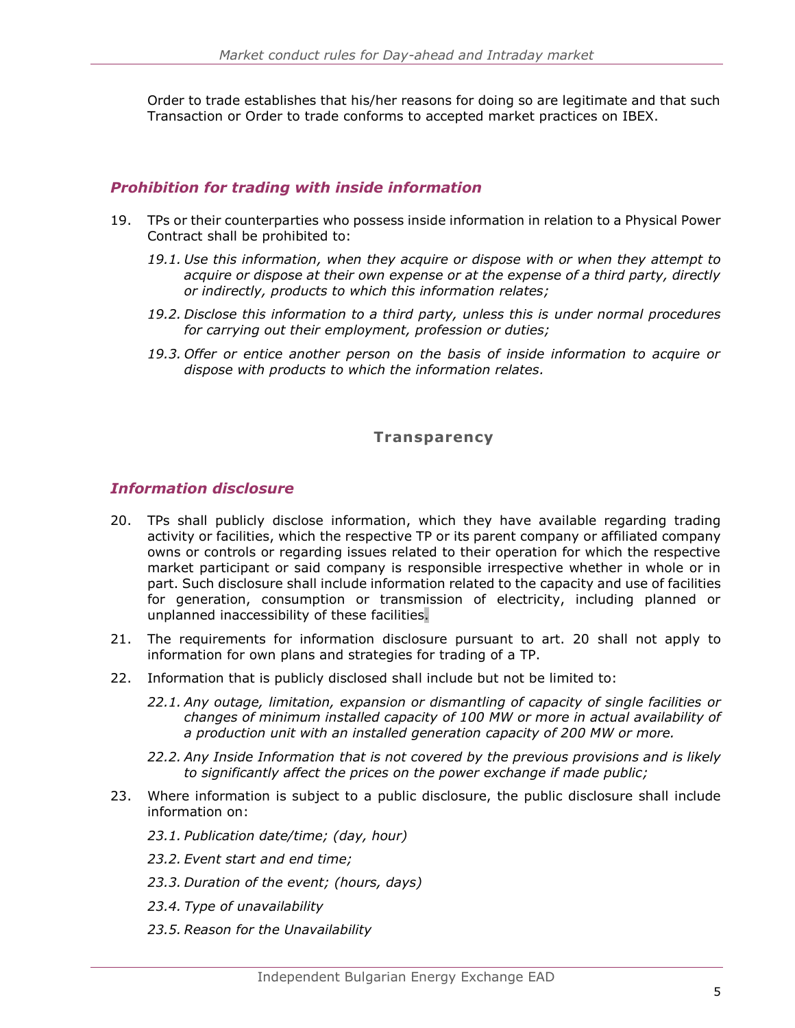Order to trade establishes that his/her reasons for doing so are legitimate and that such Transaction or Order to trade conforms to accepted market practices on IBEX.

### *Prohibition for trading with inside information*

19. TPs or their counterparties who possess inside information in relation to a Physical Power Contract shall be prohibited to:

    *19.1. Use this information, when they acquire or dispose with or when they attempt to acquire or dispose at their own expense or at the expense of a third party, directly or indirectly, products to which this information relates;*

    *19.2. Disclose this information to a third party, unless this is under normal procedures for carrying out their employment, profession or duties;*

    *19.3. Offer or entice another person on the basis of inside information to acquire or dispose with products to which the information relates.*

## Transparency

### *Information disclosure*

20. TPs shall publicly disclose information, which they have available regarding trading activity or facilities, which the respective TP or its parent company or affiliated company owns or controls or regarding issues related to their operation for which the respective market participant or said company is responsible irrespective whether in whole or in part. Such disclosure shall include information related to the capacity and use of facilities for generation, consumption or transmission of electricity, including planned or unplanned inaccessibility of these facilities.

21. The requirements for information disclosure pursuant to art. 20 shall not apply to information for own plans and strategies for trading of a TP.

22. Information that is publicly disclosed shall include but not be limited to:

    *22.1. Any outage, limitation, expansion or dismantling of capacity of single facilities or changes of minimum installed capacity of 100 MW or more in actual availability of a production unit with an installed generation capacity of 200 MW or more.*

    *22.2. Any Inside Information that is not covered by the previous provisions and is likely to significantly affect the prices on the power exchange if made public;*

23. Where information is subject to a public disclosure, the public disclosure shall include information on:

    *23.1. Publication date/time; (day, hour)*

    *23.2. Event start and end time;*

    *23.3. Duration of the event; (hours, days)*

    *23.4. Type of unavailability*

    *23.5. Reason for the Unavailability*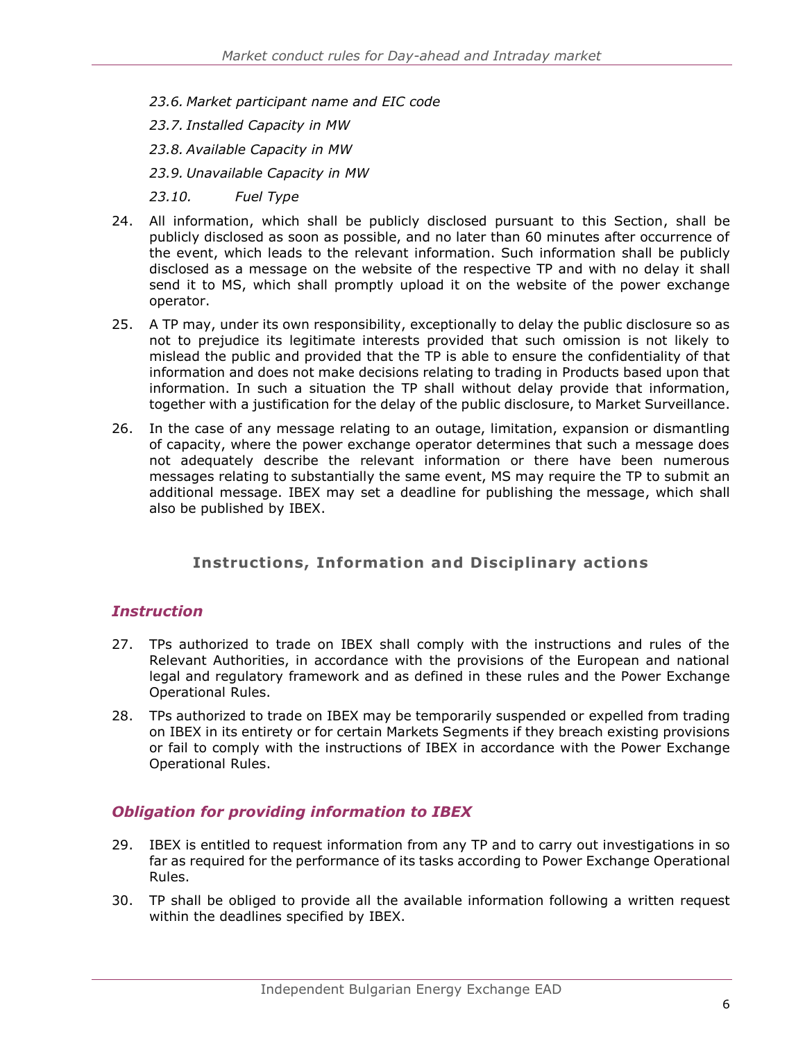*23.6. Market participant name and EIC code*

*23.7. Installed Capacity in MW*

*23.8. Available Capacity in MW*

*23.9. Unavailable Capacity in MW*

*23.10. Fuel Type*

24. All information, which shall be publicly disclosed pursuant to this Section, shall be publicly disclosed as soon as possible, and no later than 60 minutes after occurrence of the event, which leads to the relevant information. Such information shall be publicly disclosed as a message on the website of the respective TP and with no delay it shall send it to MS, which shall promptly upload it on the website of the power exchange operator.

25. A TP may, under its own responsibility, exceptionally to delay the public disclosure so as not to prejudice its legitimate interests provided that such omission is not likely to mislead the public and provided that the TP is able to ensure the confidentiality of that information and does not make decisions relating to trading in Products based upon that information. In such a situation the TP shall without delay provide that information, together with a justification for the delay of the public disclosure, to Market Surveillance.

26. In the case of any message relating to an outage, limitation, expansion or dismantling of capacity, where the power exchange operator determines that such a message does not adequately describe the relevant information or there have been numerous messages relating to substantially the same event, MS may require the TP to submit an additional message. IBEX may set a deadline for publishing the message, which shall also be published by IBEX.

## Instructions, Information and Disciplinary actions

### *Instruction*

27. TPs authorized to trade on IBEX shall comply with the instructions and rules of the Relevant Authorities, in accordance with the provisions of the European and national legal and regulatory framework and as defined in these rules and the Power Exchange Operational Rules.

28. TPs authorized to trade on IBEX may be temporarily suspended or expelled from trading on IBEX in its entirety or for certain Markets Segments if they breach existing provisions or fail to comply with the instructions of IBEX in accordance with the Power Exchange Operational Rules.

### *Obligation for providing information to IBEX*

29. IBEX is entitled to request information from any TP and to carry out investigations in so far as required for the performance of its tasks according to Power Exchange Operational Rules.

30. TP shall be obliged to provide all the available information following a written request within the deadlines specified by IBEX.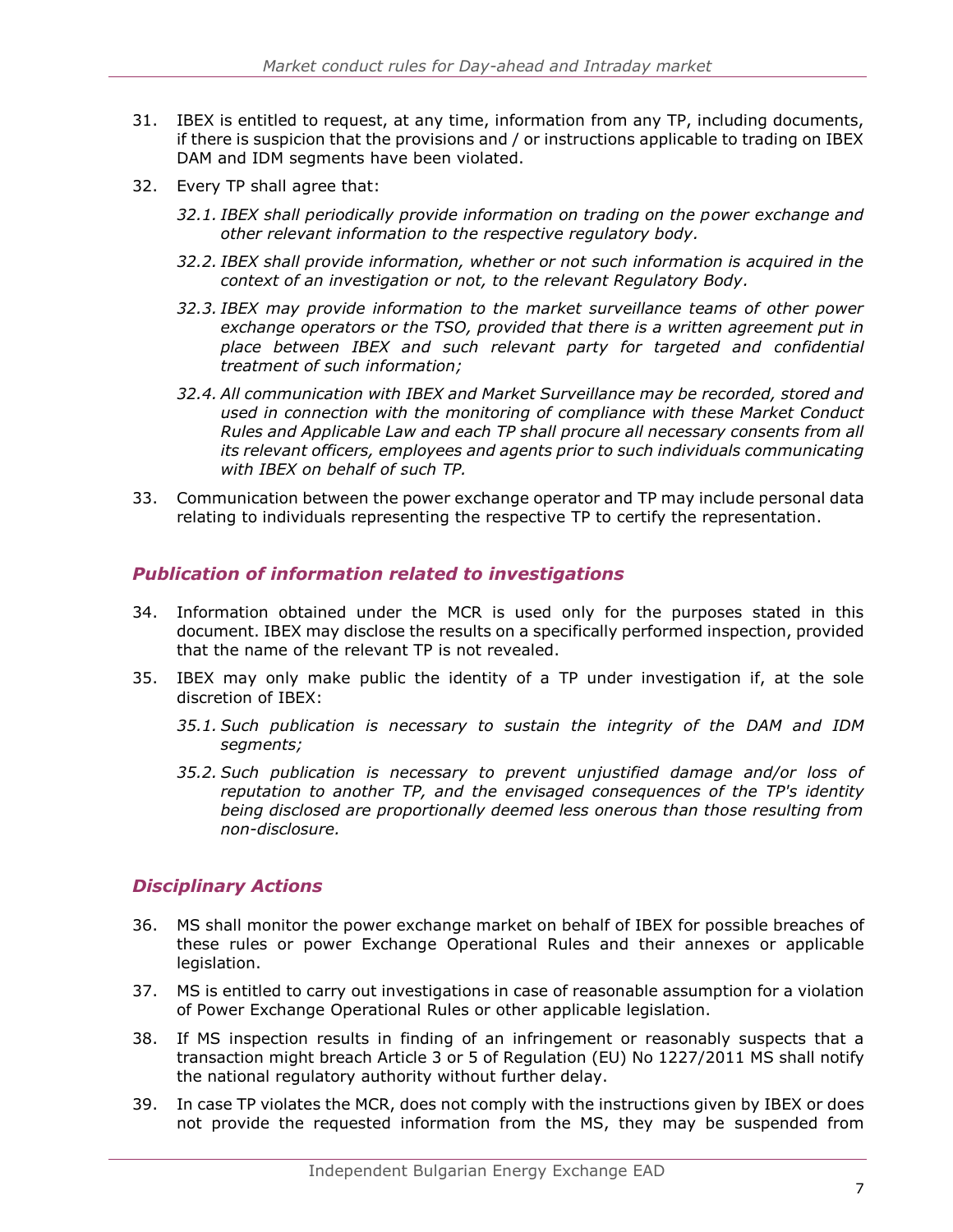31. IBEX is entitled to request, at any time, information from any TP, including documents, if there is suspicion that the provisions and / or instructions applicable to trading on IBEX DAM and IDM segments have been violated.

32. Every TP shall agree that:

    *32.1. IBEX shall periodically provide information on trading on the power exchange and other relevant information to the respective regulatory body.*

    *32.2. IBEX shall provide information, whether or not such information is acquired in the context of an investigation or not, to the relevant Regulatory Body.*

    *32.3. IBEX may provide information to the market surveillance teams of other power exchange operators or the TSO, provided that there is a written agreement put in place between IBEX and such relevant party for targeted and confidential treatment of such information;*

    *32.4. All communication with IBEX and Market Surveillance may be recorded, stored and used in connection with the monitoring of compliance with these Market Conduct Rules and Applicable Law and each TP shall procure all necessary consents from all its relevant officers, employees and agents prior to such individuals communicating with IBEX on behalf of such TP.*

33. Communication between the power exchange operator and TP may include personal data relating to individuals representing the respective TP to certify the representation.

## *Publication of information related to investigations*

34. Information obtained under the MCR is used only for the purposes stated in this document. IBEX may disclose the results on a specifically performed inspection, provided that the name of the relevant TP is not revealed.

35. IBEX may only make public the identity of a TP under investigation if, at the sole discretion of IBEX:

    *35.1. Such publication is necessary to sustain the integrity of the DAM and IDM segments;*

    *35.2. Such publication is necessary to prevent unjustified damage and/or loss of reputation to another TP, and the envisaged consequences of the TP's identity being disclosed are proportionally deemed less onerous than those resulting from non-disclosure.*

## *Disciplinary Actions*

36. MS shall monitor the power exchange market on behalf of IBEX for possible breaches of these rules or power Exchange Operational Rules and their annexes or applicable legislation.

37. MS is entitled to carry out investigations in case of reasonable assumption for a violation of Power Exchange Operational Rules or other applicable legislation.

38. If MS inspection results in finding of an infringement or reasonably suspects that a transaction might breach Article 3 or 5 of Regulation (EU) No 1227/2011 MS shall notify the national regulatory authority without further delay.

39. In case TP violates the MCR, does not comply with the instructions given by IBEX or does not provide the requested information from the MS, they may be suspended from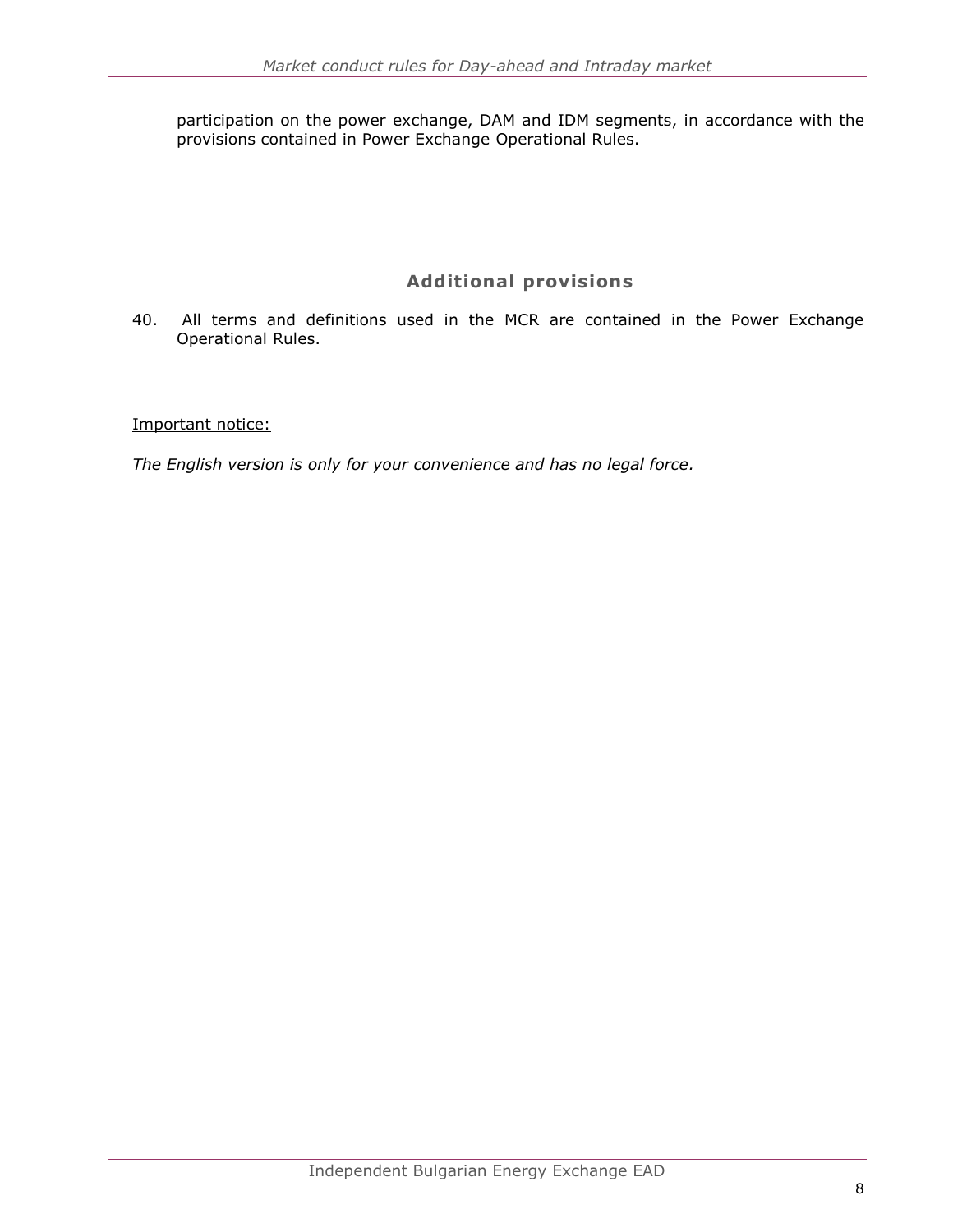participation on the power exchange, DAM and IDM segments, in accordance with the provisions contained in Power Exchange Operational Rules.

## Additional provisions

40. All terms and definitions used in the MCR are contained in the Power Exchange Operational Rules.

Important notice:

*The English version is only for your convenience and has no legal force.*